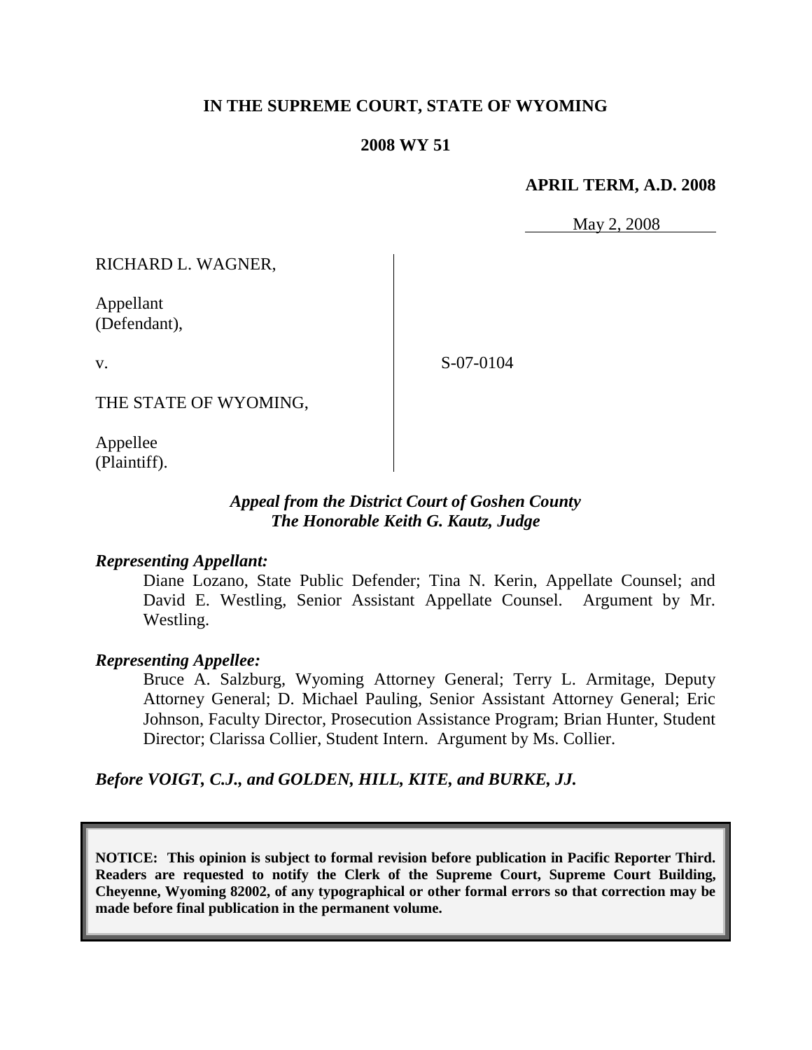**IN THE SUPREME COURT, STATE OF WYOMING**

**2008 WY 51**

**APRIL TERM, A.D. 2008**

May 2, 2008

RICHARD L. WAGNER,

Appellant
(Defendant),

v.

S-07-0104

THE STATE OF WYOMING,

Appellee
(Plaintiff).

***Appeal from the District Court of Goshen County***
***The Honorable Keith G. Kautz, Judge***

***Representing Appellant:***

Diane Lozano, State Public Defender; Tina N. Kerin, Appellate Counsel; and David E. Westling, Senior Assistant Appellate Counsel. Argument by Mr. Westling.

***Representing Appellee:***

Bruce A. Salzburg, Wyoming Attorney General; Terry L. Armitage, Deputy Attorney General; D. Michael Pauling, Senior Assistant Attorney General; Eric Johnson, Faculty Director, Prosecution Assistance Program; Brian Hunter, Student Director; Clarissa Collier, Student Intern. Argument by Ms. Collier.

***Before VOIGT, C.J., and GOLDEN, HILL, KITE, and BURKE, JJ.***

**NOTICE: This opinion is subject to formal revision before publication in Pacific Reporter Third. Readers are requested to notify the Clerk of the Supreme Court, Supreme Court Building, Cheyenne, Wyoming 82002, of any typographical or other formal errors so that correction may be made before final publication in the permanent volume.**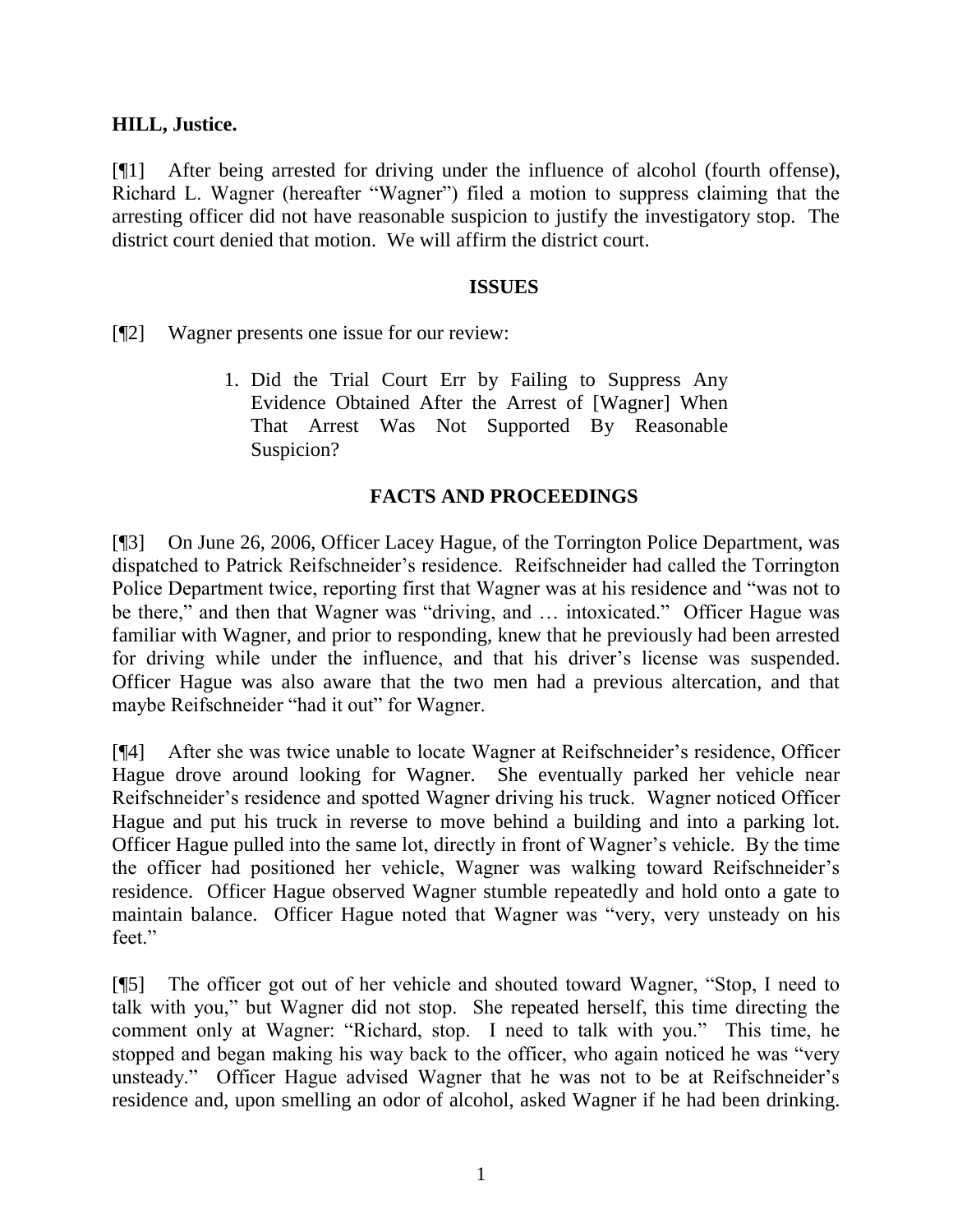**HILL, Justice.**

[¶1] After being arrested for driving under the influence of alcohol (fourth offense), Richard L. Wagner (hereafter "Wagner") filed a motion to suppress claiming that the arresting officer did not have reasonable suspicion to justify the investigatory stop. The district court denied that motion. We will affirm the district court.

## ISSUES

[¶2] Wagner presents one issue for our review:

> 1. Did the Trial Court Err by Failing to Suppress Any Evidence Obtained After the Arrest of [Wagner] When That Arrest Was Not Supported By Reasonable Suspicion?

## FACTS AND PROCEEDINGS

[¶3] On June 26, 2006, Officer Lacey Hague, of the Torrington Police Department, was dispatched to Patrick Reifschneider's residence. Reifschneider had called the Torrington Police Department twice, reporting first that Wagner was at his residence and "was not to be there," and then that Wagner was "driving, and … intoxicated." Officer Hague was familiar with Wagner, and prior to responding, knew that he previously had been arrested for driving while under the influence, and that his driver's license was suspended. Officer Hague was also aware that the two men had a previous altercation, and that maybe Reifschneider "had it out" for Wagner.

[¶4] After she was twice unable to locate Wagner at Reifschneider's residence, Officer Hague drove around looking for Wagner. She eventually parked her vehicle near Reifschneider's residence and spotted Wagner driving his truck. Wagner noticed Officer Hague and put his truck in reverse to move behind a building and into a parking lot. Officer Hague pulled into the same lot, directly in front of Wagner's vehicle. By the time the officer had positioned her vehicle, Wagner was walking toward Reifschneider's residence. Officer Hague observed Wagner stumble repeatedly and hold onto a gate to maintain balance. Officer Hague noted that Wagner was "very, very unsteady on his feet."

[¶5] The officer got out of her vehicle and shouted toward Wagner, "Stop, I need to talk with you," but Wagner did not stop. She repeated herself, this time directing the comment only at Wagner: "Richard, stop. I need to talk with you." This time, he stopped and began making his way back to the officer, who again noticed he was "very unsteady." Officer Hague advised Wagner that he was not to be at Reifschneider's residence and, upon smelling an odor of alcohol, asked Wagner if he had been drinking.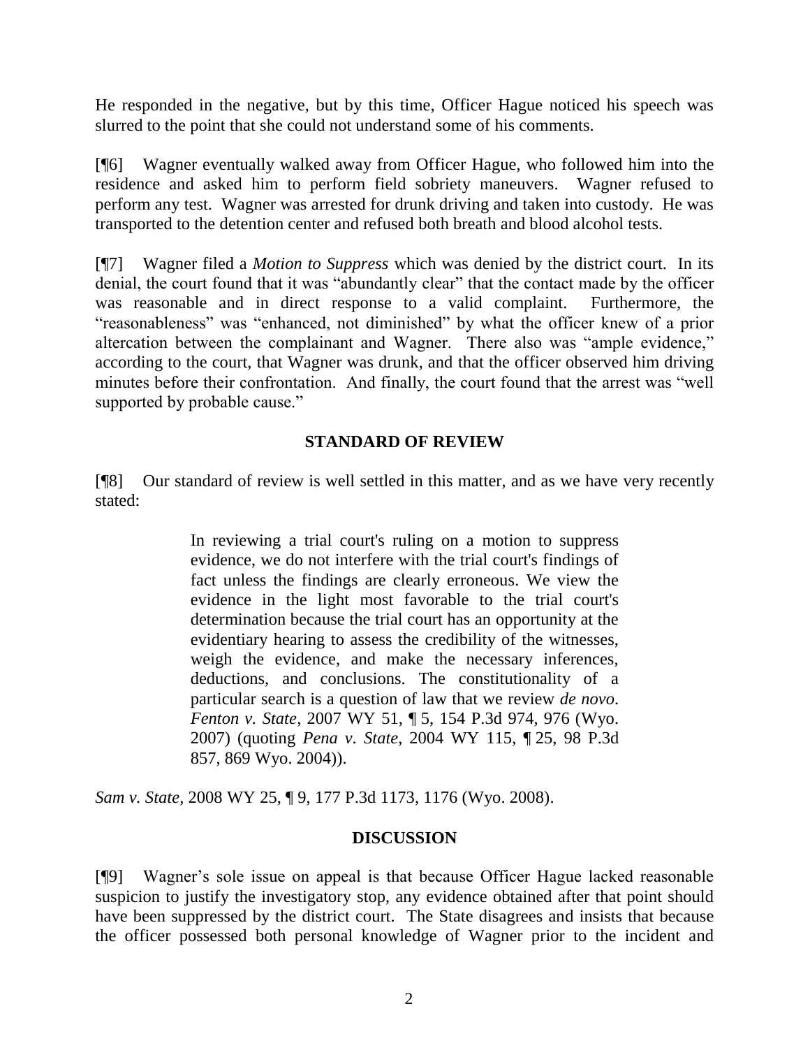He responded in the negative, but by this time, Officer Hague noticed his speech was slurred to the point that she could not understand some of his comments.

[¶6] Wagner eventually walked away from Officer Hague, who followed him into the residence and asked him to perform field sobriety maneuvers. Wagner refused to perform any test. Wagner was arrested for drunk driving and taken into custody. He was transported to the detention center and refused both breath and blood alcohol tests.

[¶7] Wagner filed a *Motion to Suppress* which was denied by the district court. In its denial, the court found that it was "abundantly clear" that the contact made by the officer was reasonable and in direct response to a valid complaint. Furthermore, the "reasonableness" was "enhanced, not diminished" by what the officer knew of a prior altercation between the complainant and Wagner. There also was "ample evidence," according to the court, that Wagner was drunk, and that the officer observed him driving minutes before their confrontation. And finally, the court found that the arrest was "well supported by probable cause."

## STANDARD OF REVIEW

[¶8] Our standard of review is well settled in this matter, and as we have very recently stated:

> In reviewing a trial court's ruling on a motion to suppress evidence, we do not interfere with the trial court's findings of fact unless the findings are clearly erroneous. We view the evidence in the light most favorable to the trial court's determination because the trial court has an opportunity at the evidentiary hearing to assess the credibility of the witnesses, weigh the evidence, and make the necessary inferences, deductions, and conclusions. The constitutionality of a particular search is a question of law that we review *de novo*. *Fenton v. State*, 2007 WY 51, ¶ 5, 154 P.3d 974, 976 (Wyo. 2007) (quoting *Pena v. State*, 2004 WY 115, ¶ 25, 98 P.3d 857, 869 Wyo. 2004)).

*Sam v. State*, 2008 WY 25, ¶ 9, 177 P.3d 1173, 1176 (Wyo. 2008).

## DISCUSSION

[¶9] Wagner's sole issue on appeal is that because Officer Hague lacked reasonable suspicion to justify the investigatory stop, any evidence obtained after that point should have been suppressed by the district court. The State disagrees and insists that because the officer possessed both personal knowledge of Wagner prior to the incident and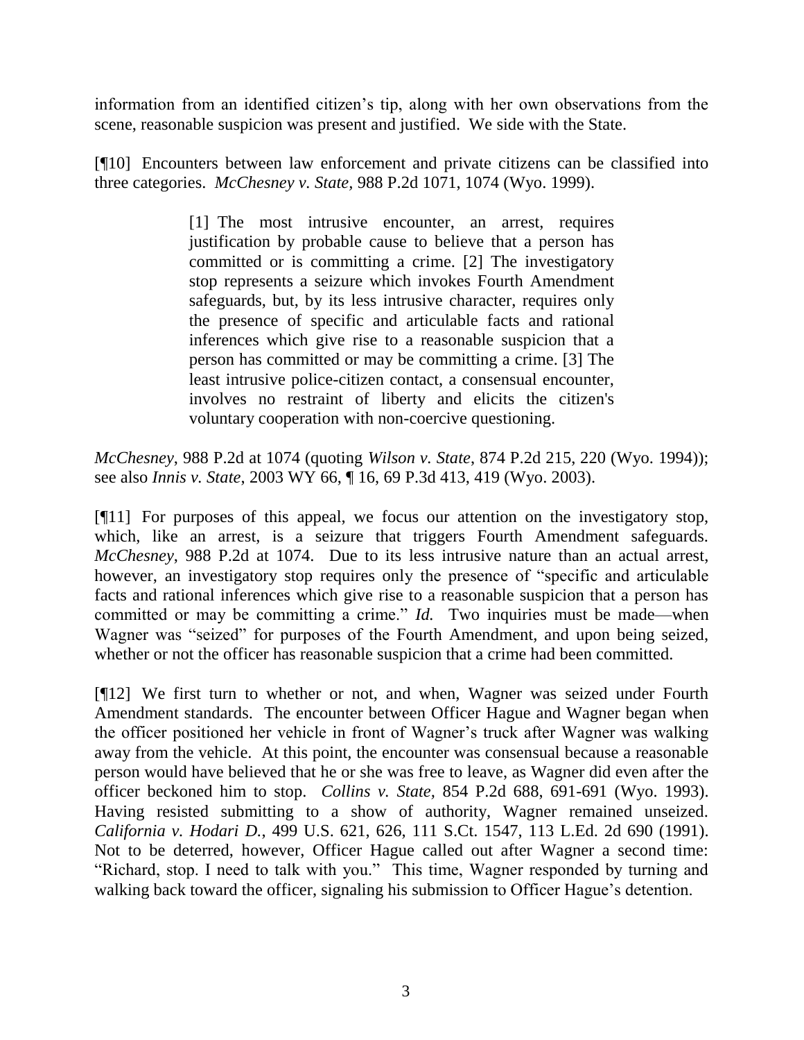information from an identified citizen's tip, along with her own observations from the scene, reasonable suspicion was present and justified. We side with the State.

[¶10] Encounters between law enforcement and private citizens can be classified into three categories. *McChesney v. State*, 988 P.2d 1071, 1074 (Wyo. 1999).

> [1] The most intrusive encounter, an arrest, requires justification by probable cause to believe that a person has committed or is committing a crime. [2] The investigatory stop represents a seizure which invokes Fourth Amendment safeguards, but, by its less intrusive character, requires only the presence of specific and articulable facts and rational inferences which give rise to a reasonable suspicion that a person has committed or may be committing a crime. [3] The least intrusive police-citizen contact, a consensual encounter, involves no restraint of liberty and elicits the citizen's voluntary cooperation with non-coercive questioning.

*McChesney*, 988 P.2d at 1074 (quoting *Wilson v. State*, 874 P.2d 215, 220 (Wyo. 1994)); see also *Innis v. State*, 2003 WY 66, ¶ 16, 69 P.3d 413, 419 (Wyo. 2003).

[¶11] For purposes of this appeal, we focus our attention on the investigatory stop, which, like an arrest, is a seizure that triggers Fourth Amendment safeguards. *McChesney*, 988 P.2d at 1074. Due to its less intrusive nature than an actual arrest, however, an investigatory stop requires only the presence of "specific and articulable facts and rational inferences which give rise to a reasonable suspicion that a person has committed or may be committing a crime." *Id.* Two inquiries must be made—when Wagner was "seized" for purposes of the Fourth Amendment, and upon being seized, whether or not the officer has reasonable suspicion that a crime had been committed.

[¶12] We first turn to whether or not, and when, Wagner was seized under Fourth Amendment standards. The encounter between Officer Hague and Wagner began when the officer positioned her vehicle in front of Wagner's truck after Wagner was walking away from the vehicle. At this point, the encounter was consensual because a reasonable person would have believed that he or she was free to leave, as Wagner did even after the officer beckoned him to stop. *Collins v. State*, 854 P.2d 688, 691-691 (Wyo. 1993). Having resisted submitting to a show of authority, Wagner remained unseized. *California v. Hodari D.*, 499 U.S. 621, 626, 111 S.Ct. 1547, 113 L.Ed. 2d 690 (1991). Not to be deterred, however, Officer Hague called out after Wagner a second time: "Richard, stop. I need to talk with you." This time, Wagner responded by turning and walking back toward the officer, signaling his submission to Officer Hague's detention.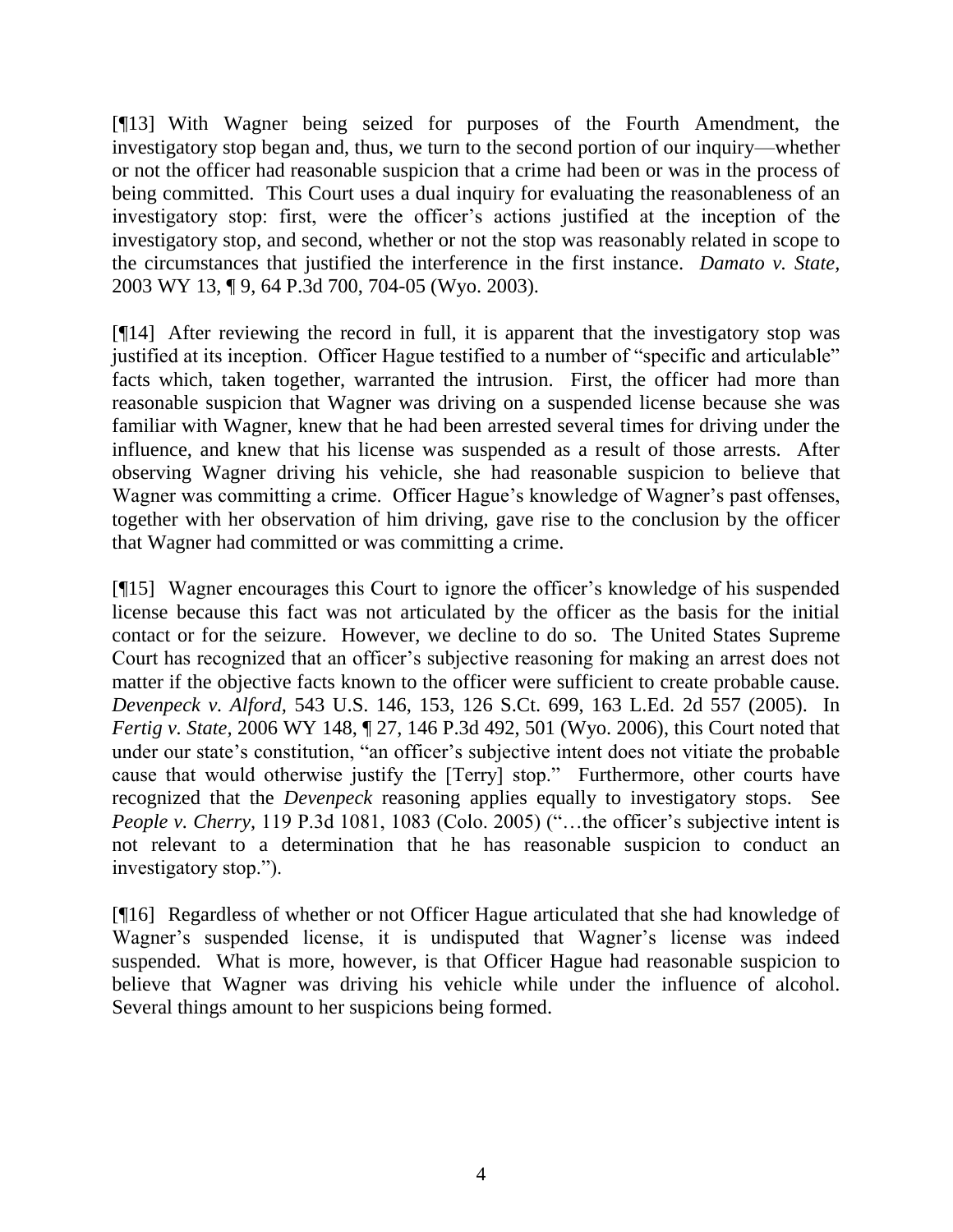[¶13] With Wagner being seized for purposes of the Fourth Amendment, the investigatory stop began and, thus, we turn to the second portion of our inquiry—whether or not the officer had reasonable suspicion that a crime had been or was in the process of being committed. This Court uses a dual inquiry for evaluating the reasonableness of an investigatory stop: first, were the officer's actions justified at the inception of the investigatory stop, and second, whether or not the stop was reasonably related in scope to the circumstances that justified the interference in the first instance. *Damato v. State,* 2003 WY 13, ¶ 9, 64 P.3d 700, 704-05 (Wyo. 2003).

[¶14] After reviewing the record in full, it is apparent that the investigatory stop was justified at its inception. Officer Hague testified to a number of "specific and articulable" facts which, taken together, warranted the intrusion. First, the officer had more than reasonable suspicion that Wagner was driving on a suspended license because she was familiar with Wagner, knew that he had been arrested several times for driving under the influence, and knew that his license was suspended as a result of those arrests. After observing Wagner driving his vehicle, she had reasonable suspicion to believe that Wagner was committing a crime. Officer Hague's knowledge of Wagner's past offenses, together with her observation of him driving, gave rise to the conclusion by the officer that Wagner had committed or was committing a crime.

[¶15] Wagner encourages this Court to ignore the officer's knowledge of his suspended license because this fact was not articulated by the officer as the basis for the initial contact or for the seizure. However, we decline to do so. The United States Supreme Court has recognized that an officer's subjective reasoning for making an arrest does not matter if the objective facts known to the officer were sufficient to create probable cause. *Devenpeck v. Alford,* 543 U.S. 146, 153, 126 S.Ct. 699, 163 L.Ed. 2d 557 (2005). In *Fertig v. State,* 2006 WY 148, ¶ 27, 146 P.3d 492, 501 (Wyo. 2006), this Court noted that under our state's constitution, "an officer's subjective intent does not vitiate the probable cause that would otherwise justify the [Terry] stop." Furthermore, other courts have recognized that the *Devenpeck* reasoning applies equally to investigatory stops. See *People v. Cherry,* 119 P.3d 1081, 1083 (Colo. 2005) ("…the officer's subjective intent is not relevant to a determination that he has reasonable suspicion to conduct an investigatory stop.").

[¶16] Regardless of whether or not Officer Hague articulated that she had knowledge of Wagner's suspended license, it is undisputed that Wagner's license was indeed suspended. What is more, however, is that Officer Hague had reasonable suspicion to believe that Wagner was driving his vehicle while under the influence of alcohol. Several things amount to her suspicions being formed.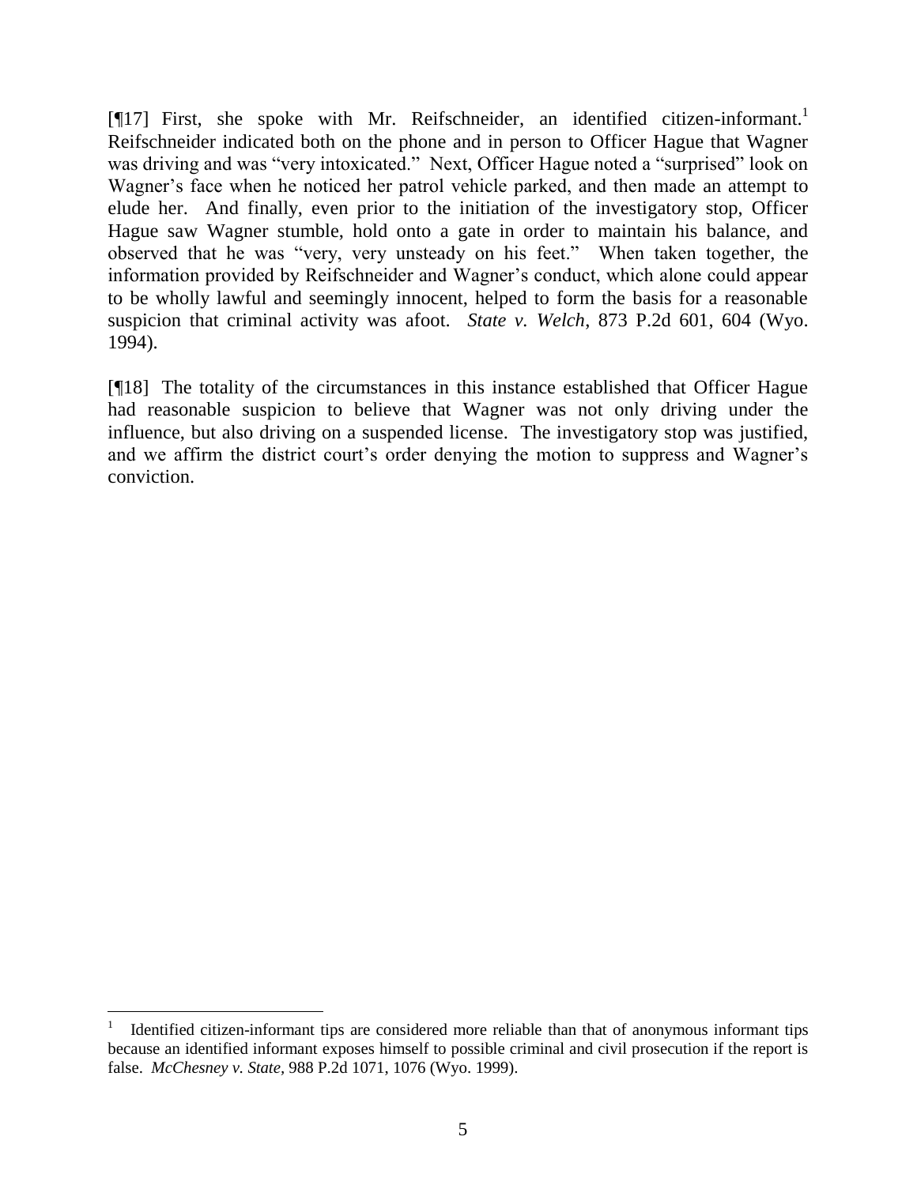[¶17] First, she spoke with Mr. Reifschneider, an identified citizen-informant.[1] Reifschneider indicated both on the phone and in person to Officer Hague that Wagner was driving and was "very intoxicated." Next, Officer Hague noted a "surprised" look on Wagner's face when he noticed her patrol vehicle parked, and then made an attempt to elude her. And finally, even prior to the initiation of the investigatory stop, Officer Hague saw Wagner stumble, hold onto a gate in order to maintain his balance, and observed that he was "very, very unsteady on his feet." When taken together, the information provided by Reifschneider and Wagner's conduct, which alone could appear to be wholly lawful and seemingly innocent, helped to form the basis for a reasonable suspicion that criminal activity was afoot. *State v. Welch*, 873 P.2d 601, 604 (Wyo. 1994).

[¶18] The totality of the circumstances in this instance established that Officer Hague had reasonable suspicion to believe that Wagner was not only driving under the influence, but also driving on a suspended license. The investigatory stop was justified, and we affirm the district court's order denying the motion to suppress and Wagner's conviction.

---

[1] Identified citizen-informant tips are considered more reliable than that of anonymous informant tips because an identified informant exposes himself to possible criminal and civil prosecution if the report is false. *McChesney v. State*, 988 P.2d 1071, 1076 (Wyo. 1999).